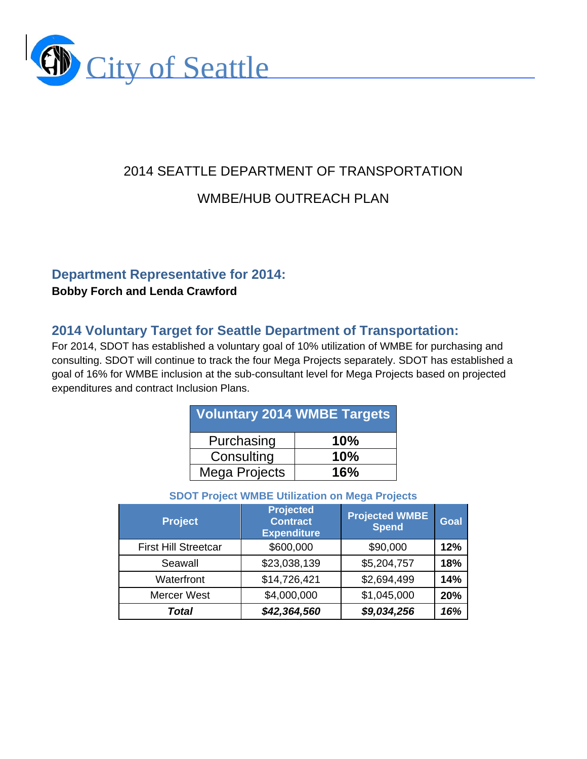# City of Seattle

## 2014 SEATTLE DEPARTMENT OF TRANSPORTATION

## WMBE/HUB OUTREACH PLAN

### Department Representative for 2014:

**Bobby Forch and Lenda Crawford**

### 2014 Voluntary Target for Seattle Department of Transportation:

For 2014, SDOT has established a voluntary goal of 10% utilization of WMBE for purchasing and consulting. SDOT will continue to track the four Mega Projects separately. SDOT has established a goal of 16% for WMBE inclusion at the sub-consultant level for Mega Projects based on projected expenditures and contract Inclusion Plans.

| Voluntary 2014 WMBE Targets | |
|---|---|
| Purchasing | **10%** |
| Consulting | **10%** |
| Mega Projects | **16%** |

**SDOT Project WMBE Utilization on Mega Projects**

| Project | Projected Contract Expenditure | Projected WMBE Spend | Goal |
|---|---|---|---|
| First Hill Streetcar | $600,000 | $90,000 | **12%** |
| Seawall | $23,038,139 | $5,204,757 | **18%** |
| Waterfront | $14,726,421 | $2,694,499 | **14%** |
| Mercer West | $4,000,000 | $1,045,000 | **20%** |
| ***Total*** | ***$42,364,560*** | ***$9,034,256*** | ***16%*** |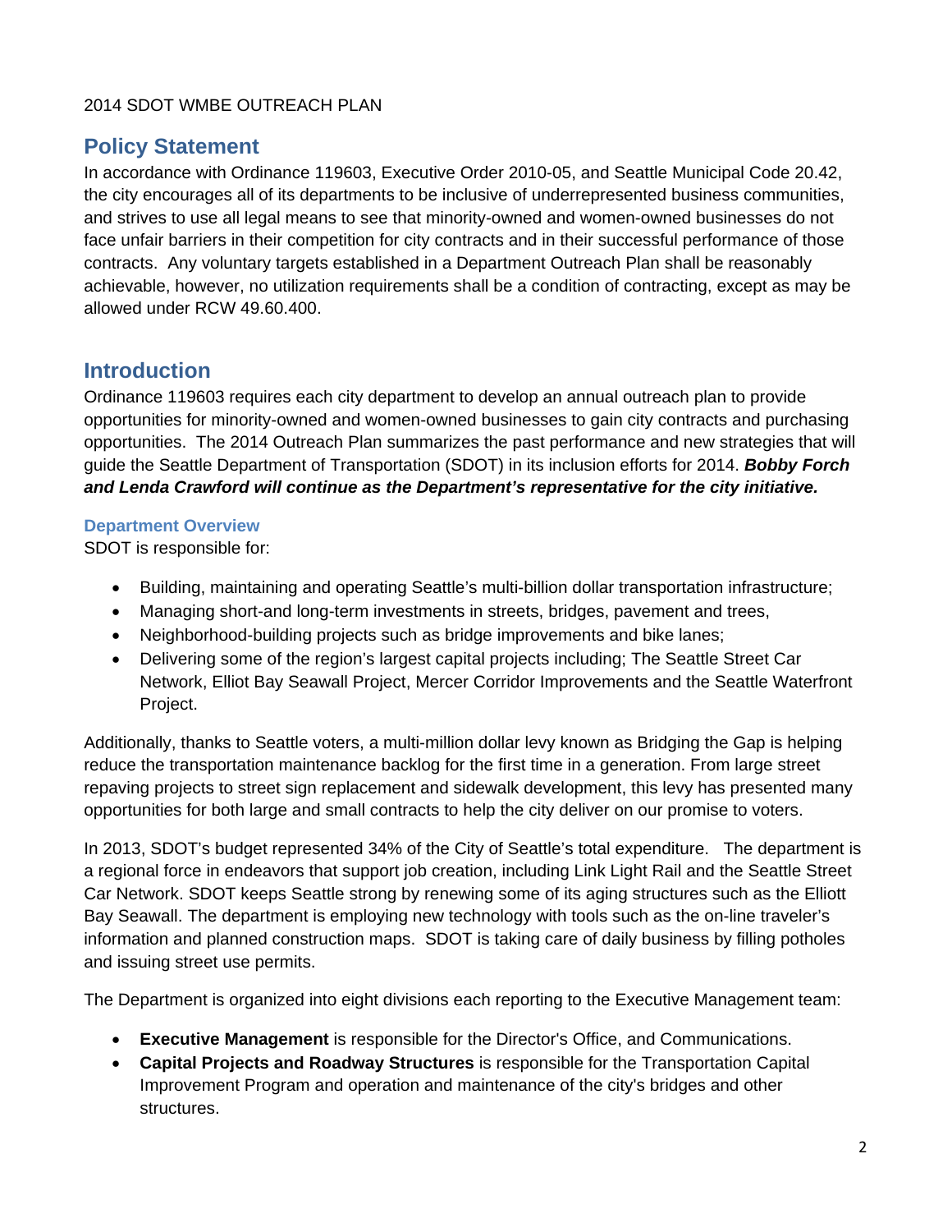2014 SDOT WMBE OUTREACH PLAN

## Policy Statement

In accordance with Ordinance 119603, Executive Order 2010-05, and Seattle Municipal Code 20.42, the city encourages all of its departments to be inclusive of underrepresented business communities, and strives to use all legal means to see that minority-owned and women-owned businesses do not face unfair barriers in their competition for city contracts and in their successful performance of those contracts. Any voluntary targets established in a Department Outreach Plan shall be reasonably achievable, however, no utilization requirements shall be a condition of contracting, except as may be allowed under RCW 49.60.400.

## Introduction

Ordinance 119603 requires each city department to develop an annual outreach plan to provide opportunities for minority-owned and women-owned businesses to gain city contracts and purchasing opportunities. The 2014 Outreach Plan summarizes the past performance and new strategies that will guide the Seattle Department of Transportation (SDOT) in its inclusion efforts for 2014. ***Bobby Forch and Lenda Crawford will continue as the Department's representative for the city initiative.***

### Department Overview

SDOT is responsible for:

- Building, maintaining and operating Seattle's multi-billion dollar transportation infrastructure;
- Managing short-and long-term investments in streets, bridges, pavement and trees,
- Neighborhood-building projects such as bridge improvements and bike lanes;
- Delivering some of the region's largest capital projects including; The Seattle Street Car Network, Elliot Bay Seawall Project, Mercer Corridor Improvements and the Seattle Waterfront Project.

Additionally, thanks to Seattle voters, a multi-million dollar levy known as Bridging the Gap is helping reduce the transportation maintenance backlog for the first time in a generation. From large street repaving projects to street sign replacement and sidewalk development, this levy has presented many opportunities for both large and small contracts to help the city deliver on our promise to voters.

In 2013, SDOT's budget represented 34% of the City of Seattle's total expenditure. The department is a regional force in endeavors that support job creation, including Link Light Rail and the Seattle Street Car Network. SDOT keeps Seattle strong by renewing some of its aging structures such as the Elliott Bay Seawall. The department is employing new technology with tools such as the on-line traveler's information and planned construction maps. SDOT is taking care of daily business by filling potholes and issuing street use permits.

The Department is organized into eight divisions each reporting to the Executive Management team:

- **Executive Management** is responsible for the Director's Office, and Communications.
- **Capital Projects and Roadway Structures** is responsible for the Transportation Capital Improvement Program and operation and maintenance of the city's bridges and other structures.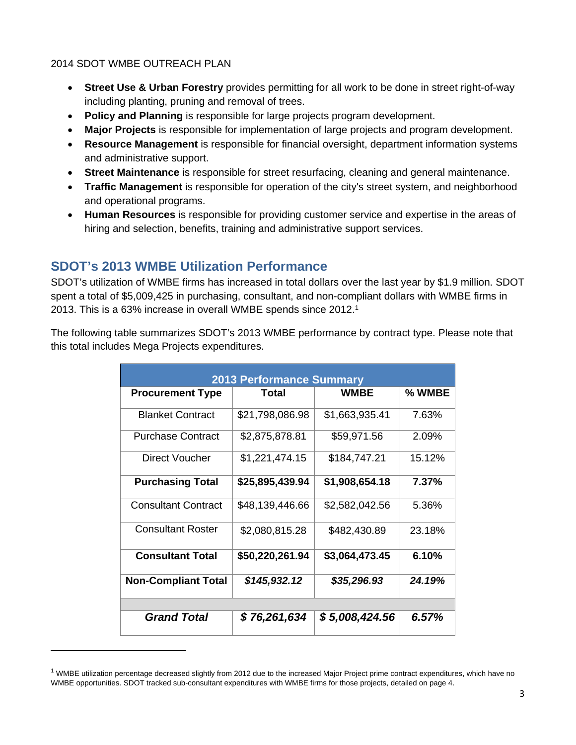- **Street Use & Urban Forestry** provides permitting for all work to be done in street right-of-way including planting, pruning and removal of trees.
- **Policy and Planning** is responsible for large projects program development.
- **Major Projects** is responsible for implementation of large projects and program development.
- **Resource Management** is responsible for financial oversight, department information systems and administrative support.
- **Street Maintenance** is responsible for street resurfacing, cleaning and general maintenance.
- **Traffic Management** is responsible for operation of the city's street system, and neighborhood and operational programs.
- **Human Resources** is responsible for providing customer service and expertise in the areas of hiring and selection, benefits, training and administrative support services.

## SDOT's 2013 WMBE Utilization Performance

SDOT's utilization of WMBE firms has increased in total dollars over the last year by $1.9 million. SDOT spent a total of $5,009,425 in purchasing, consultant, and non-compliant dollars with WMBE firms in 2013. This is a 63% increase in overall WMBE spends since 2012.[1]

The following table summarizes SDOT's 2013 WMBE performance by contract type. Please note that this total includes Mega Projects expenditures.

| 2013 Performance Summary | | | |
|---|---|---|---|
| **Procurement Type** | **Total** | **WMBE** | **% WMBE** |
| Blanket Contract | $21,798,086.98 | $1,663,935.41 | 7.63% |
| Purchase Contract | $2,875,878.81 | $59,971.56 | 2.09% |
| Direct Voucher | $1,221,474.15 | $184,747.21 | 15.12% |
| **Purchasing Total** | **$25,895,439.94** | **$1,908,654.18** | **7.37%** |
| Consultant Contract | $48,139,446.66 | $2,582,042.56 | 5.36% |
| Consultant Roster | $2,080,815.28 | $482,430.89 | 23.18% |
| **Consultant Total** | **$50,220,261.94** | **$3,064,473.45** | **6.10%** |
| **Non-Compliant Total** | ***$145,932.12*** | ***$35,296.93*** | ***24.19%*** |
| | | | |
| ***Grand Total*** | ***$ 76,261,634*** | ***$ 5,008,424.56*** | ***6.57%*** |

[1] WMBE utilization percentage decreased slightly from 2012 due to the increased Major Project prime contract expenditures, which have no WMBE opportunities. SDOT tracked sub-consultant expenditures with WMBE firms for those projects, detailed on page 4.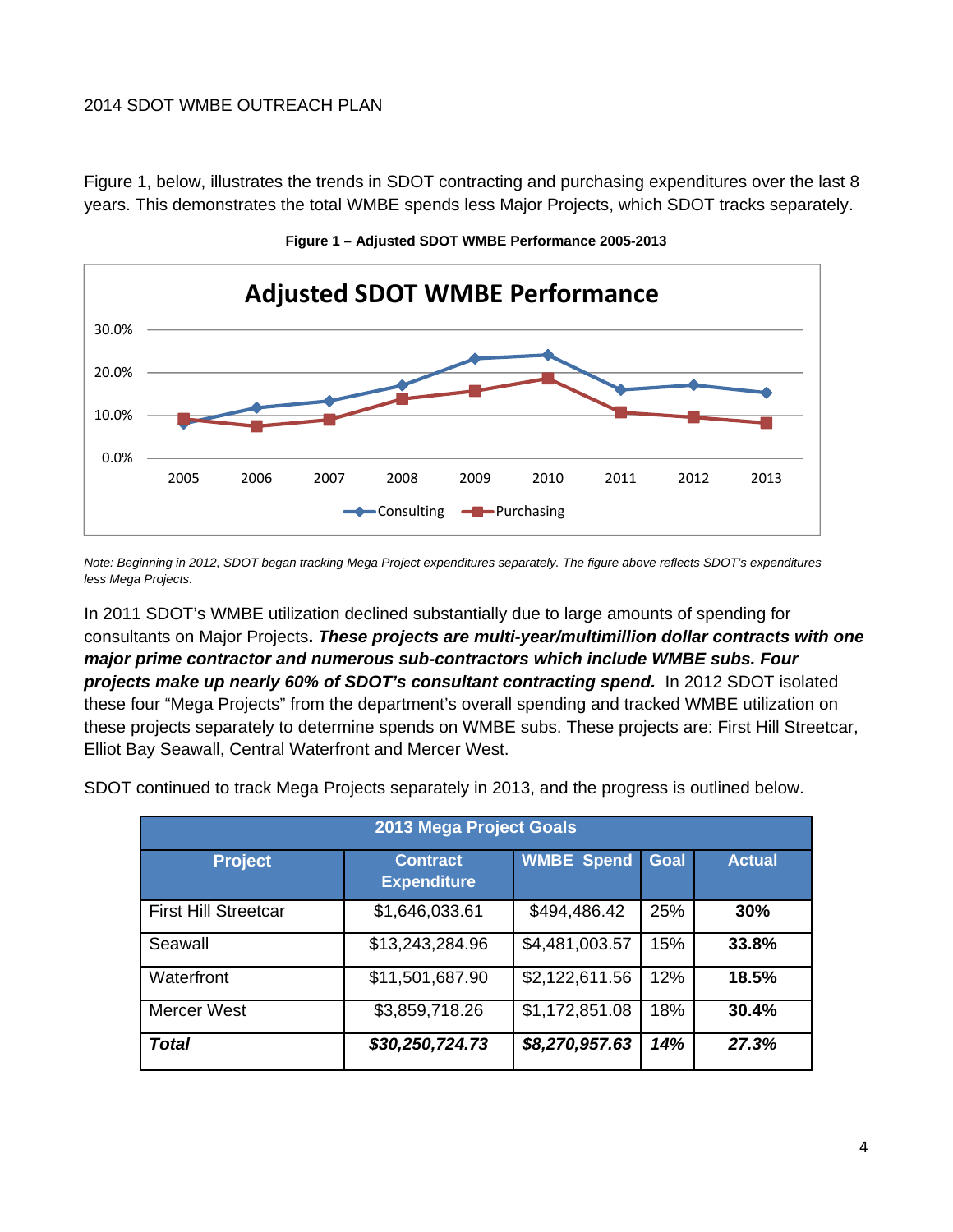Figure 1, below, illustrates the trends in SDOT contracting and purchasing expenditures over the last 8 years. This demonstrates the total WMBE spends less Major Projects, which SDOT tracks separately.

**Figure 1 – Adjusted SDOT WMBE Performance 2005-2013**

*Note: Beginning in 2012, SDOT began tracking Mega Project expenditures separately. The figure above reflects SDOT's expenditures less Mega Projects.*

In 2011 SDOT's WMBE utilization declined substantially due to large amounts of spending for consultants on Major Projects. ***These projects are multi-year/multimillion dollar contracts with one major prime contractor and numerous sub-contractors which include WMBE subs. Four projects make up nearly 60% of SDOT's consultant contracting spend.*** In 2012 SDOT isolated these four "Mega Projects" from the department's overall spending and tracked WMBE utilization on these projects separately to determine spends on WMBE subs. These projects are: First Hill Streetcar, Elliot Bay Seawall, Central Waterfront and Mercer West.

SDOT continued to track Mega Projects separately in 2013, and the progress is outlined below.

| 2013 Mega Project Goals | | | | |
|---|---|---|---|---|
| **Project** | **Contract Expenditure** | **WMBE Spend** | **Goal** | **Actual** |
| First Hill Streetcar | $1,646,033.61 | $494,486.42 | 25% | **30%** |
| Seawall | $13,243,284.96 | $4,481,003.57 | 15% | **33.8%** |
| Waterfront | $11,501,687.90 | $2,122,611.56 | 12% | **18.5%** |
| Mercer West | $3,859,718.26 | $1,172,851.08 | 18% | **30.4%** |
| ***Total*** | ***$30,250,724.73*** | ***$8,270,957.63*** | ***14%*** | ***27.3%*** |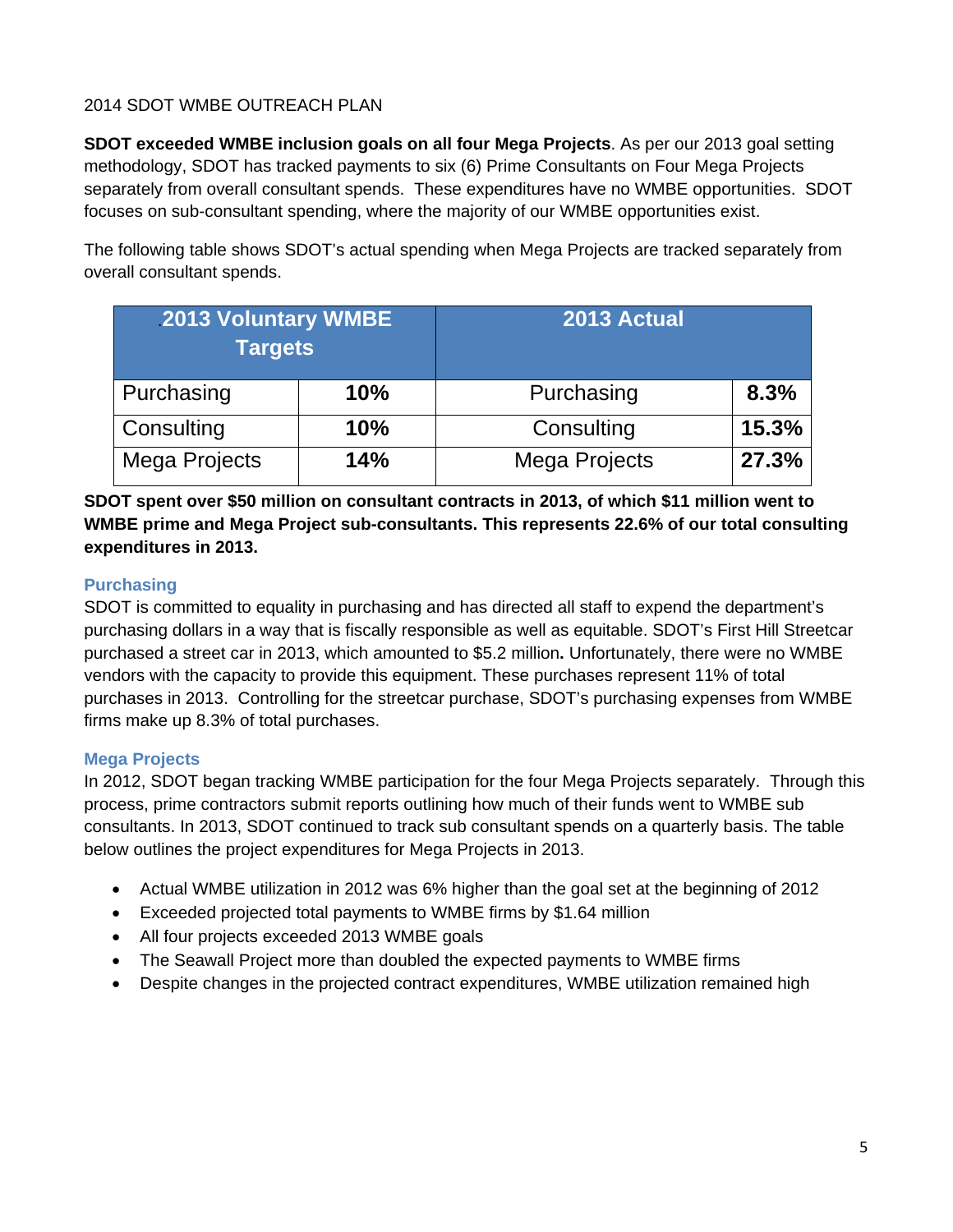2014 SDOT WMBE OUTREACH PLAN

**SDOT exceeded WMBE inclusion goals on all four Mega Projects**. As per our 2013 goal setting methodology, SDOT has tracked payments to six (6) Prime Consultants on Four Mega Projects separately from overall consultant spends. These expenditures have no WMBE opportunities. SDOT focuses on sub-consultant spending, where the majority of our WMBE opportunities exist.

The following table shows SDOT's actual spending when Mega Projects are tracked separately from overall consultant spends.

| 2013 Voluntary WMBE Targets | | 2013 Actual | |
|---|---|---|---|
| Purchasing | **10%** | Purchasing | **8.3%** |
| Consulting | **10%** | Consulting | **15.3%** |
| Mega Projects | **14%** | Mega Projects | **27.3%** |

**SDOT spent over $50 million on consultant contracts in 2013, of which $11 million went to WMBE prime and Mega Project sub-consultants. This represents 22.6% of our total consulting expenditures in 2013.**

### Purchasing

SDOT is committed to equality in purchasing and has directed all staff to expend the department's purchasing dollars in a way that is fiscally responsible as well as equitable. SDOT's First Hill Streetcar purchased a street car in 2013, which amounted to $5.2 million**.** Unfortunately, there were no WMBE vendors with the capacity to provide this equipment. These purchases represent 11% of total purchases in 2013. Controlling for the streetcar purchase, SDOT's purchasing expenses from WMBE firms make up 8.3% of total purchases.

### Mega Projects

In 2012, SDOT began tracking WMBE participation for the four Mega Projects separately. Through this process, prime contractors submit reports outlining how much of their funds went to WMBE sub consultants. In 2013, SDOT continued to track sub consultant spends on a quarterly basis. The table below outlines the project expenditures for Mega Projects in 2013.

- Actual WMBE utilization in 2012 was 6% higher than the goal set at the beginning of 2012
- Exceeded projected total payments to WMBE firms by $1.64 million
- All four projects exceeded 2013 WMBE goals
- The Seawall Project more than doubled the expected payments to WMBE firms
- Despite changes in the projected contract expenditures, WMBE utilization remained high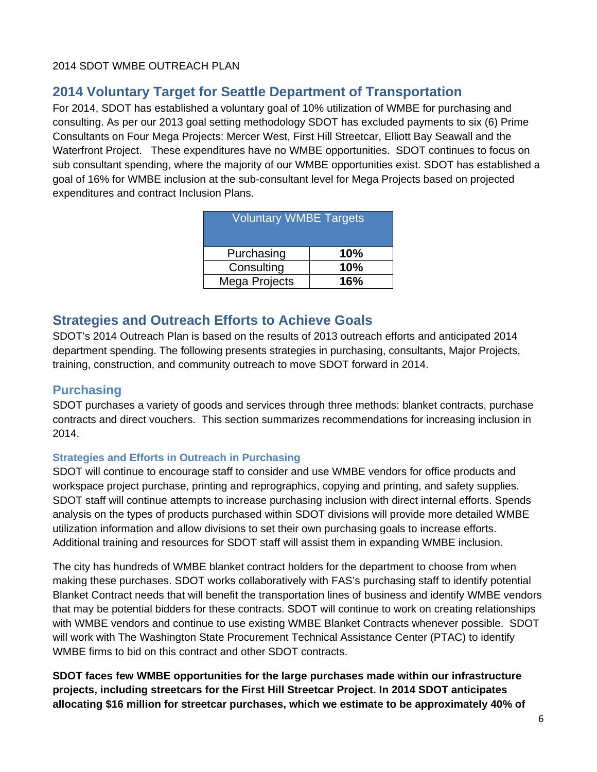## 2014 Voluntary Target for Seattle Department of Transportation

For 2014, SDOT has established a voluntary goal of 10% utilization of WMBE for purchasing and consulting. As per our 2013 goal setting methodology SDOT has excluded payments to six (6) Prime Consultants on Four Mega Projects: Mercer West, First Hill Streetcar, Elliott Bay Seawall and the Waterfront Project. These expenditures have no WMBE opportunities. SDOT continues to focus on sub consultant spending, where the majority of our WMBE opportunities exist. SDOT has established a goal of 16% for WMBE inclusion at the sub-consultant level for Mega Projects based on projected expenditures and contract Inclusion Plans.

| Voluntary WMBE Targets | |
|---|---|
| Purchasing | **10%** |
| Consulting | **10%** |
| Mega Projects | **16%** |

## Strategies and Outreach Efforts to Achieve Goals

SDOT's 2014 Outreach Plan is based on the results of 2013 outreach efforts and anticipated 2014 department spending. The following presents strategies in purchasing, consultants, Major Projects, training, construction, and community outreach to move SDOT forward in 2014.

### Purchasing

SDOT purchases a variety of goods and services through three methods: blanket contracts, purchase contracts and direct vouchers. This section summarizes recommendations for increasing inclusion in 2014.

#### Strategies and Efforts in Outreach in Purchasing

SDOT will continue to encourage staff to consider and use WMBE vendors for office products and workspace project purchase, printing and reprographics, copying and printing, and safety supplies. SDOT staff will continue attempts to increase purchasing inclusion with direct internal efforts. Spends analysis on the types of products purchased within SDOT divisions will provide more detailed WMBE utilization information and allow divisions to set their own purchasing goals to increase efforts. Additional training and resources for SDOT staff will assist them in expanding WMBE inclusion.

The city has hundreds of WMBE blanket contract holders for the department to choose from when making these purchases. SDOT works collaboratively with FAS's purchasing staff to identify potential Blanket Contract needs that will benefit the transportation lines of business and identify WMBE vendors that may be potential bidders for these contracts. SDOT will continue to work on creating relationships with WMBE vendors and continue to use existing WMBE Blanket Contracts whenever possible. SDOT will work with The Washington State Procurement Technical Assistance Center (PTAC) to identify WMBE firms to bid on this contract and other SDOT contracts.

**SDOT faces few WMBE opportunities for the large purchases made within our infrastructure projects, including streetcars for the First Hill Streetcar Project. In 2014 SDOT anticipates allocating $16 million for streetcar purchases, which we estimate to be approximately 40% of**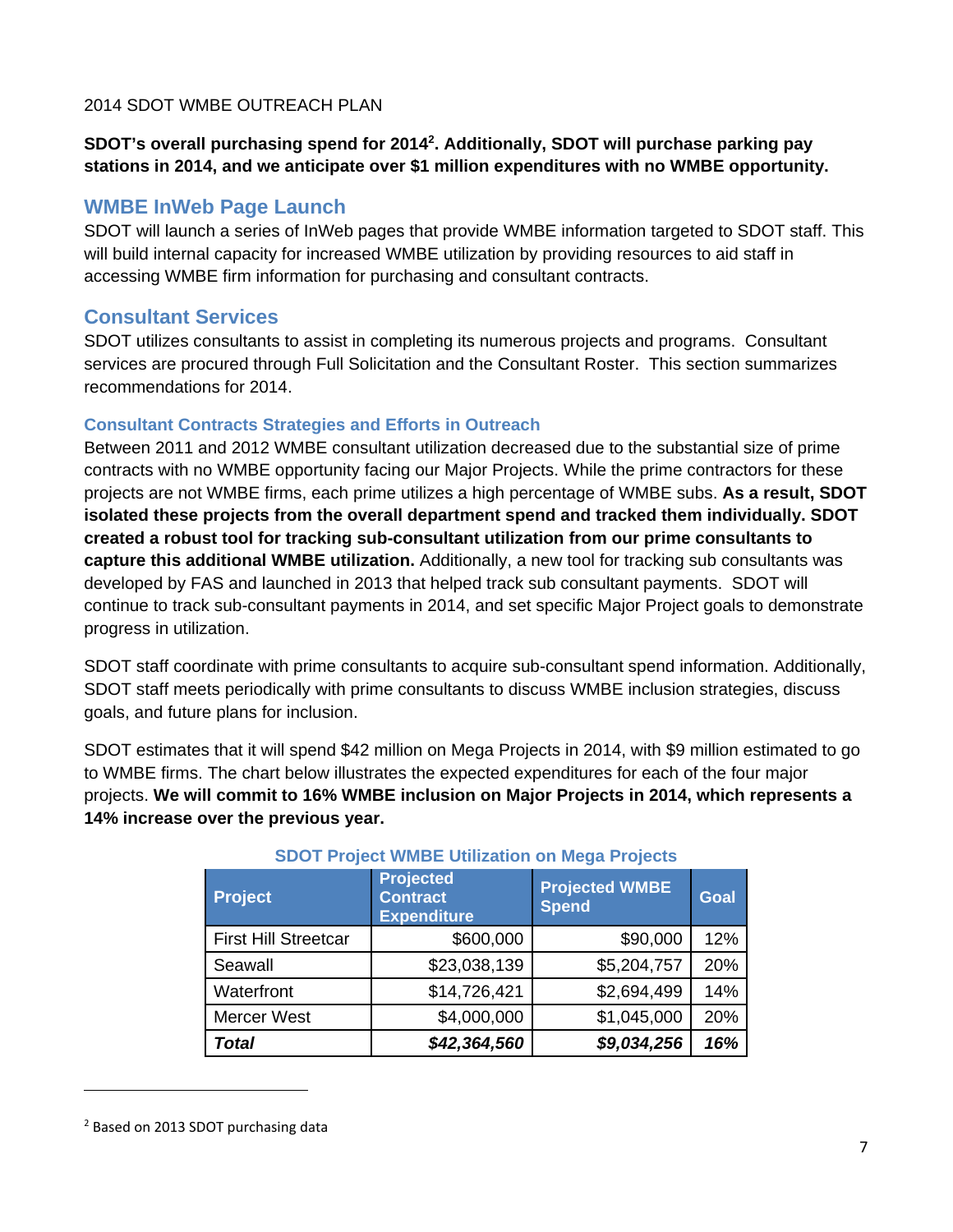2014 SDOT WMBE OUTREACH PLAN

**SDOT's overall purchasing spend for 2014[2]. Additionally, SDOT will purchase parking pay stations in 2014, and we anticipate over $1 million expenditures with no WMBE opportunity.**

## WMBE InWeb Page Launch

SDOT will launch a series of InWeb pages that provide WMBE information targeted to SDOT staff. This will build internal capacity for increased WMBE utilization by providing resources to aid staff in accessing WMBE firm information for purchasing and consultant contracts.

## Consultant Services

SDOT utilizes consultants to assist in completing its numerous projects and programs. Consultant services are procured through Full Solicitation and the Consultant Roster. This section summarizes recommendations for 2014.

### Consultant Contracts Strategies and Efforts in Outreach

Between 2011 and 2012 WMBE consultant utilization decreased due to the substantial size of prime contracts with no WMBE opportunity facing our Major Projects. While the prime contractors for these projects are not WMBE firms, each prime utilizes a high percentage of WMBE subs. **As a result, SDOT isolated these projects from the overall department spend and tracked them individually. SDOT created a robust tool for tracking sub-consultant utilization from our prime consultants to capture this additional WMBE utilization.** Additionally, a new tool for tracking sub consultants was developed by FAS and launched in 2013 that helped track sub consultant payments. SDOT will continue to track sub-consultant payments in 2014, and set specific Major Project goals to demonstrate progress in utilization.

SDOT staff coordinate with prime consultants to acquire sub-consultant spend information. Additionally, SDOT staff meets periodically with prime consultants to discuss WMBE inclusion strategies, discuss goals, and future plans for inclusion.

SDOT estimates that it will spend $42 million on Mega Projects in 2014, with $9 million estimated to go to WMBE firms. The chart below illustrates the expected expenditures for each of the four major projects. **We will commit to 16% WMBE inclusion on Major Projects in 2014, which represents a 14% increase over the previous year.**

**SDOT Project WMBE Utilization on Mega Projects**

| Project | Projected Contract Expenditure | Projected WMBE Spend | Goal |
|---|---:|---:|---:|
| First Hill Streetcar | $600,000 | $90,000 | 12% |
| Seawall | $23,038,139 | $5,204,757 | 20% |
| Waterfront | $14,726,421 | $2,694,499 | 14% |
| Mercer West | $4,000,000 | $1,045,000 | 20% |
| ***Total*** | ***$42,364,560*** | ***$9,034,256*** | ***16%*** |

[2] Based on 2013 SDOT purchasing data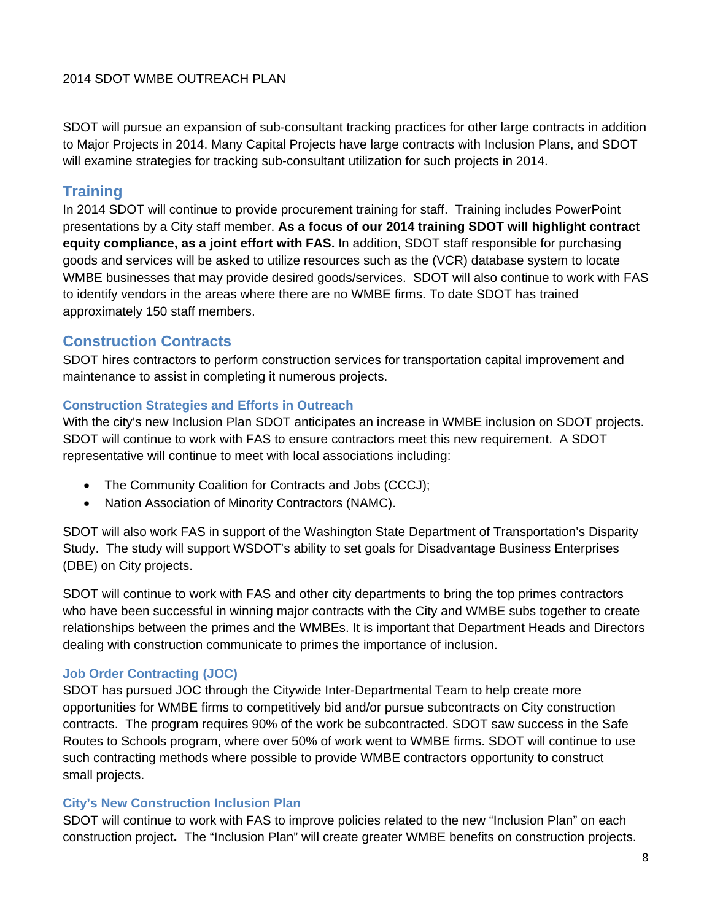SDOT will pursue an expansion of sub-consultant tracking practices for other large contracts in addition to Major Projects in 2014. Many Capital Projects have large contracts with Inclusion Plans, and SDOT will examine strategies for tracking sub-consultant utilization for such projects in 2014.

## Training

In 2014 SDOT will continue to provide procurement training for staff. Training includes PowerPoint presentations by a City staff member. **As a focus of our 2014 training SDOT will highlight contract equity compliance, as a joint effort with FAS.** In addition, SDOT staff responsible for purchasing goods and services will be asked to utilize resources such as the (VCR) database system to locate WMBE businesses that may provide desired goods/services. SDOT will also continue to work with FAS to identify vendors in the areas where there are no WMBE firms. To date SDOT has trained approximately 150 staff members.

## Construction Contracts

SDOT hires contractors to perform construction services for transportation capital improvement and maintenance to assist in completing it numerous projects.

### Construction Strategies and Efforts in Outreach

With the city's new Inclusion Plan SDOT anticipates an increase in WMBE inclusion on SDOT projects. SDOT will continue to work with FAS to ensure contractors meet this new requirement. A SDOT representative will continue to meet with local associations including:

- The Community Coalition for Contracts and Jobs (CCCJ);
- Nation Association of Minority Contractors (NAMC).

SDOT will also work FAS in support of the Washington State Department of Transportation's Disparity Study. The study will support WSDOT's ability to set goals for Disadvantage Business Enterprises (DBE) on City projects.

SDOT will continue to work with FAS and other city departments to bring the top primes contractors who have been successful in winning major contracts with the City and WMBE subs together to create relationships between the primes and the WMBEs. It is important that Department Heads and Directors dealing with construction communicate to primes the importance of inclusion.

### Job Order Contracting (JOC)

SDOT has pursued JOC through the Citywide Inter-Departmental Team to help create more opportunities for WMBE firms to competitively bid and/or pursue subcontracts on City construction contracts. The program requires 90% of the work be subcontracted. SDOT saw success in the Safe Routes to Schools program, where over 50% of work went to WMBE firms. SDOT will continue to use such contracting methods where possible to provide WMBE contractors opportunity to construct small projects.

### City's New Construction Inclusion Plan

SDOT will continue to work with FAS to improve policies related to the new "Inclusion Plan" on each construction project**.** The "Inclusion Plan" will create greater WMBE benefits on construction projects.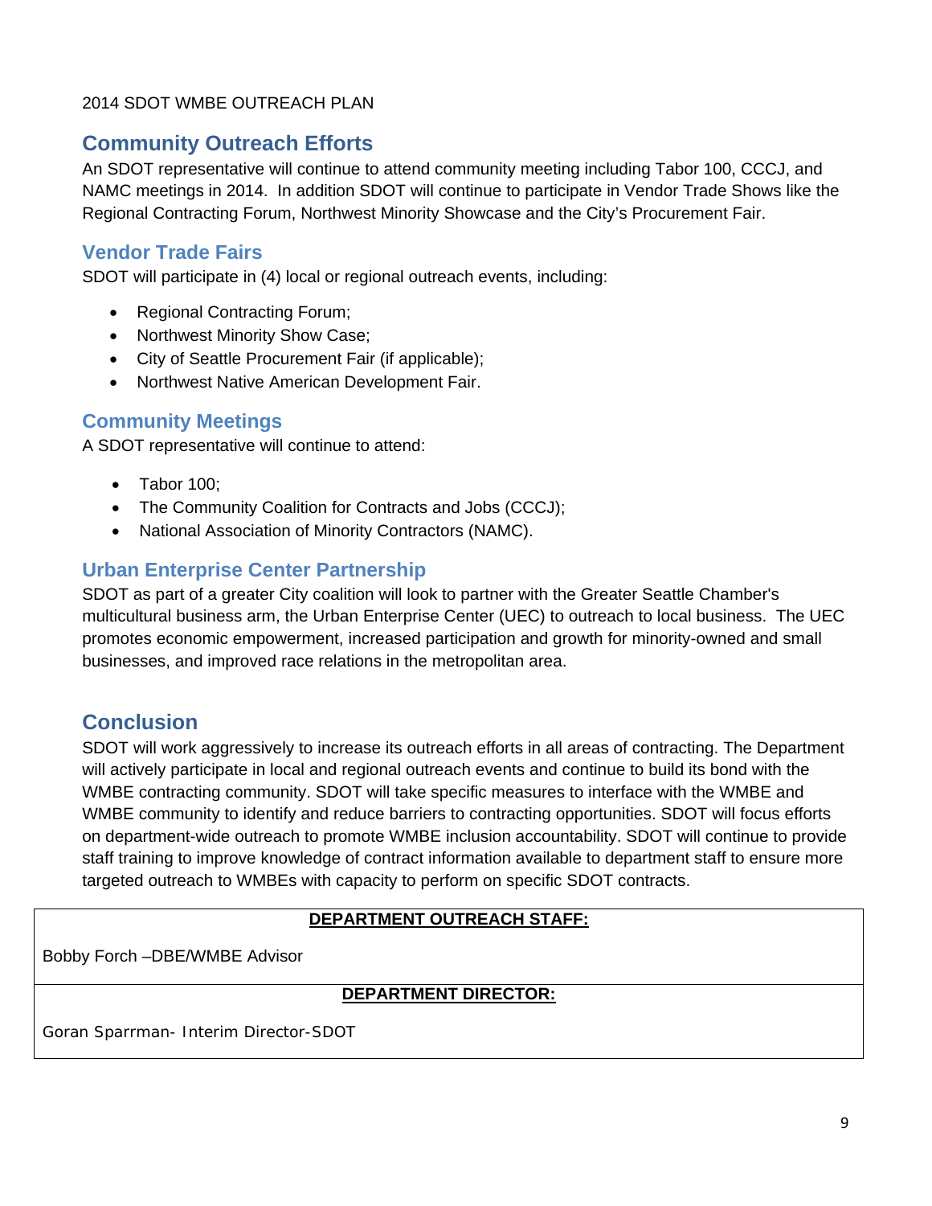2014 SDOT WMBE OUTREACH PLAN

## Community Outreach Efforts

An SDOT representative will continue to attend community meeting including Tabor 100, CCCJ, and NAMC meetings in 2014. In addition SDOT will continue to participate in Vendor Trade Shows like the Regional Contracting Forum, Northwest Minority Showcase and the City's Procurement Fair.

### Vendor Trade Fairs

SDOT will participate in (4) local or regional outreach events, including:

- Regional Contracting Forum;
- Northwest Minority Show Case;
- City of Seattle Procurement Fair (if applicable);
- Northwest Native American Development Fair.

### Community Meetings

A SDOT representative will continue to attend:

- Tabor 100;
- The Community Coalition for Contracts and Jobs (CCCJ);
- National Association of Minority Contractors (NAMC).

### Urban Enterprise Center Partnership

SDOT as part of a greater City coalition will look to partner with the Greater Seattle Chamber's multicultural business arm, the Urban Enterprise Center (UEC) to outreach to local business. The UEC promotes economic empowerment, increased participation and growth for minority-owned and small businesses, and improved race relations in the metropolitan area.

## Conclusion

SDOT will work aggressively to increase its outreach efforts in all areas of contracting. The Department will actively participate in local and regional outreach events and continue to build its bond with the WMBE contracting community. SDOT will take specific measures to interface with the WMBE and WMBE community to identify and reduce barriers to contracting opportunities. SDOT will focus efforts on department-wide outreach to promote WMBE inclusion accountability. SDOT will continue to provide staff training to improve knowledge of contract information available to department staff to ensure more targeted outreach to WMBEs with capacity to perform on specific SDOT contracts.

| **DEPARTMENT OUTREACH STAFF:** |
| --- |
| Bobby Forch –DBE/WMBE Advisor |
| **DEPARTMENT DIRECTOR:** |
| Goran Sparrman- Interim Director-SDOT |